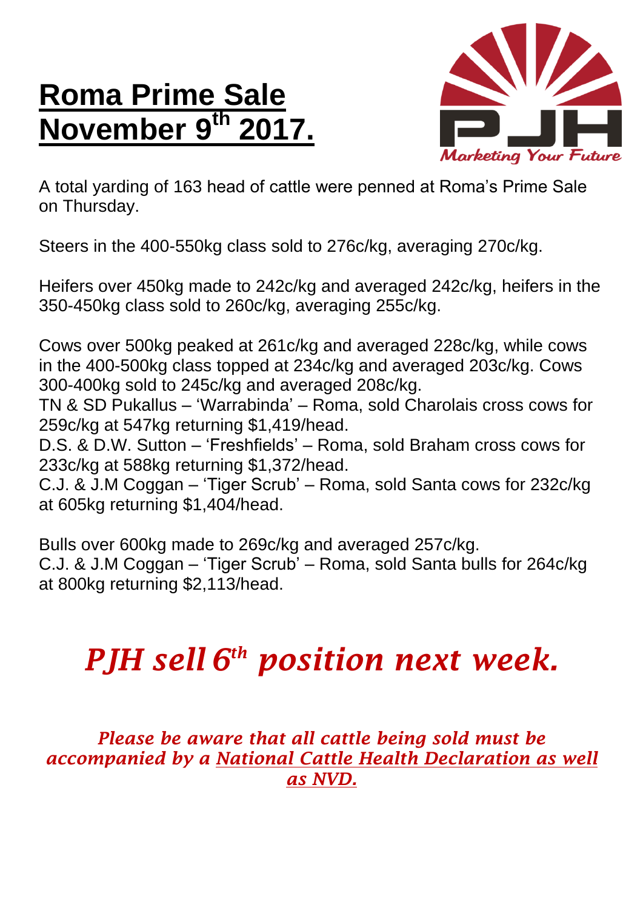# Roma Prime Sale November 9th 2017.

PJH

*Marketing Your Future*

A total yarding of 163 head of cattle were penned at Roma's Prime Sale on Thursday.

Steers in the 400-550kg class sold to 276c/kg, averaging 270c/kg.

Heifers over 450kg made to 242c/kg and averaged 242c/kg, heifers in the 350-450kg class sold to 260c/kg, averaging 255c/kg.

Cows over 500kg peaked at 261c/kg and averaged 228c/kg, while cows in the 400-500kg class topped at 234c/kg and averaged 203c/kg. Cows 300-400kg sold to 245c/kg and averaged 208c/kg.
TN & SD Pukallus – 'Warrabinda' – Roma, sold Charolais cross cows for 259c/kg at 547kg returning $1,419/head.
D.S. & D.W. Sutton – 'Freshfields' – Roma, sold Braham cross cows for 233c/kg at 588kg returning $1,372/head.
C.J. & J.M Coggan – 'Tiger Scrub' – Roma, sold Santa cows for 232c/kg at 605kg returning $1,404/head.

Bulls over 600kg made to 269c/kg and averaged 257c/kg.
C.J. & J.M Coggan – 'Tiger Scrub' – Roma, sold Santa bulls for 264c/kg at 800kg returning $2,113/head.

## *PJH sell 6th position next week.*

***Please be aware that all cattle being sold must be accompanied by a National Cattle Health Declaration as well as NVD.***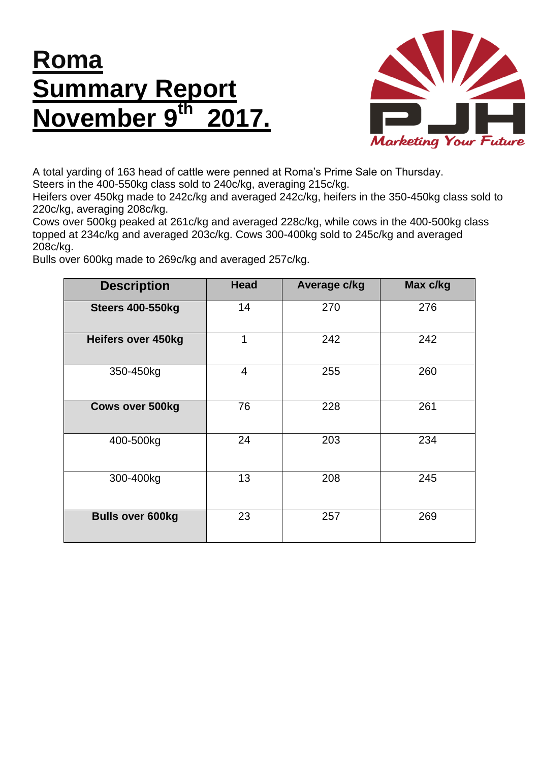# Roma
# Summary Report
# November 9th 2017.

Marketing Your Future

A total yarding of 163 head of cattle were penned at Roma's Prime Sale on Thursday.
Steers in the 400-550kg class sold to 240c/kg, averaging 215c/kg.
Heifers over 450kg made to 242c/kg and averaged 242c/kg, heifers in the 350-450kg class sold to 220c/kg, averaging 208c/kg.
Cows over 500kg peaked at 261c/kg and averaged 228c/kg, while cows in the 400-500kg class topped at 234c/kg and averaged 203c/kg. Cows 300-400kg sold to 245c/kg and averaged 208c/kg.
Bulls over 600kg made to 269c/kg and averaged 257c/kg.

| Description | Head | Average c/kg | Max c/kg |
|---|---|---|---|
| **Steers 400-550kg** | 14 | 270 | 276 |
| **Heifers over 450kg** | 1 | 242 | 242 |
| 350-450kg | 4 | 255 | 260 |
| **Cows over 500kg** | 76 | 228 | 261 |
| 400-500kg | 24 | 203 | 234 |
| 300-400kg | 13 | 208 | 245 |
| **Bulls over 600kg** | 23 | 257 | 269 |